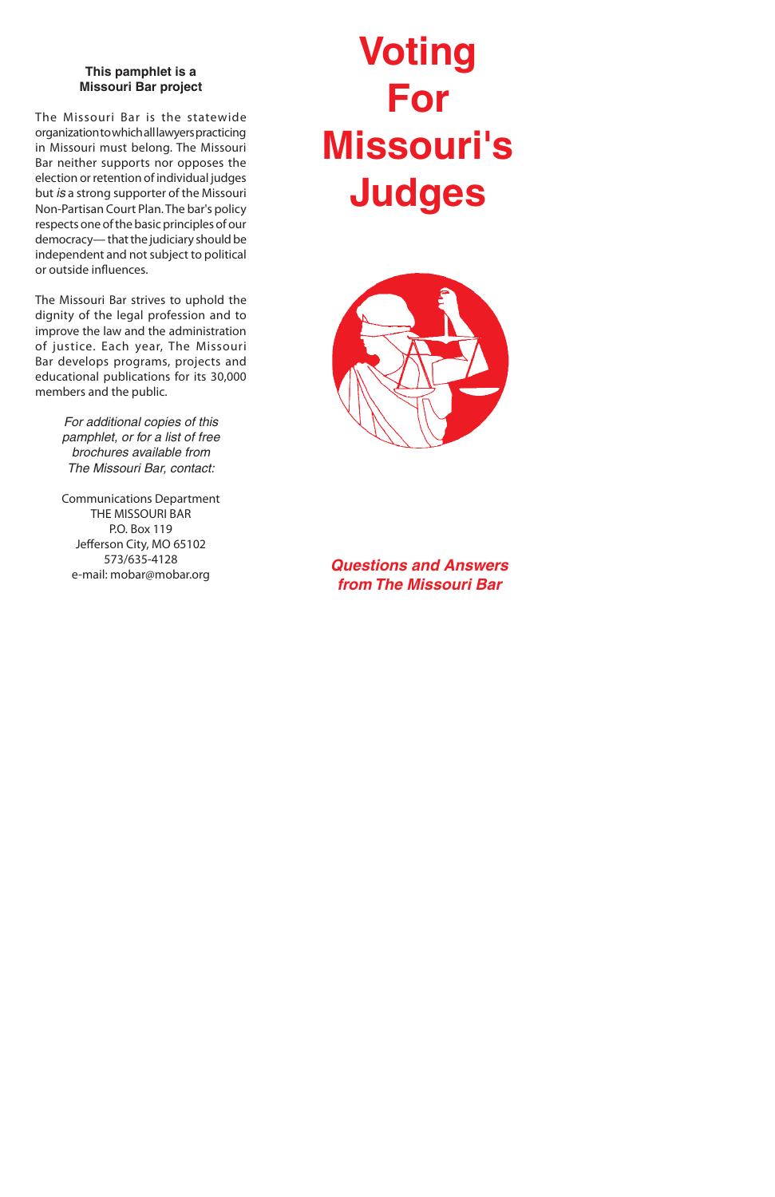# Voting For Missouri's Judges

***Questions and Answers from The Missouri Bar***

**This pamphlet is a Missouri Bar project**

The Missouri Bar is the statewide organization to which all lawyers practicing in Missouri must belong. The Missouri Bar neither supports nor opposes the election or retention of individual judges but *is* a strong supporter of the Missouri Non-Partisan Court Plan. The bar's policy respects one of the basic principles of our democracy— that the judiciary should be independent and not subject to political or outside influences.

The Missouri Bar strives to uphold the dignity of the legal profession and to improve the law and the administration of justice. Each year, The Missouri Bar develops programs, projects and educational publications for its 30,000 members and the public.

*For additional copies of this pamphlet, or for a list of free brochures available from The Missouri Bar, contact:*

Communications Department
THE MISSOURI BAR
P.O. Box 119
Jefferson City, MO 65102
573/635-4128
e-mail: mobar@mobar.org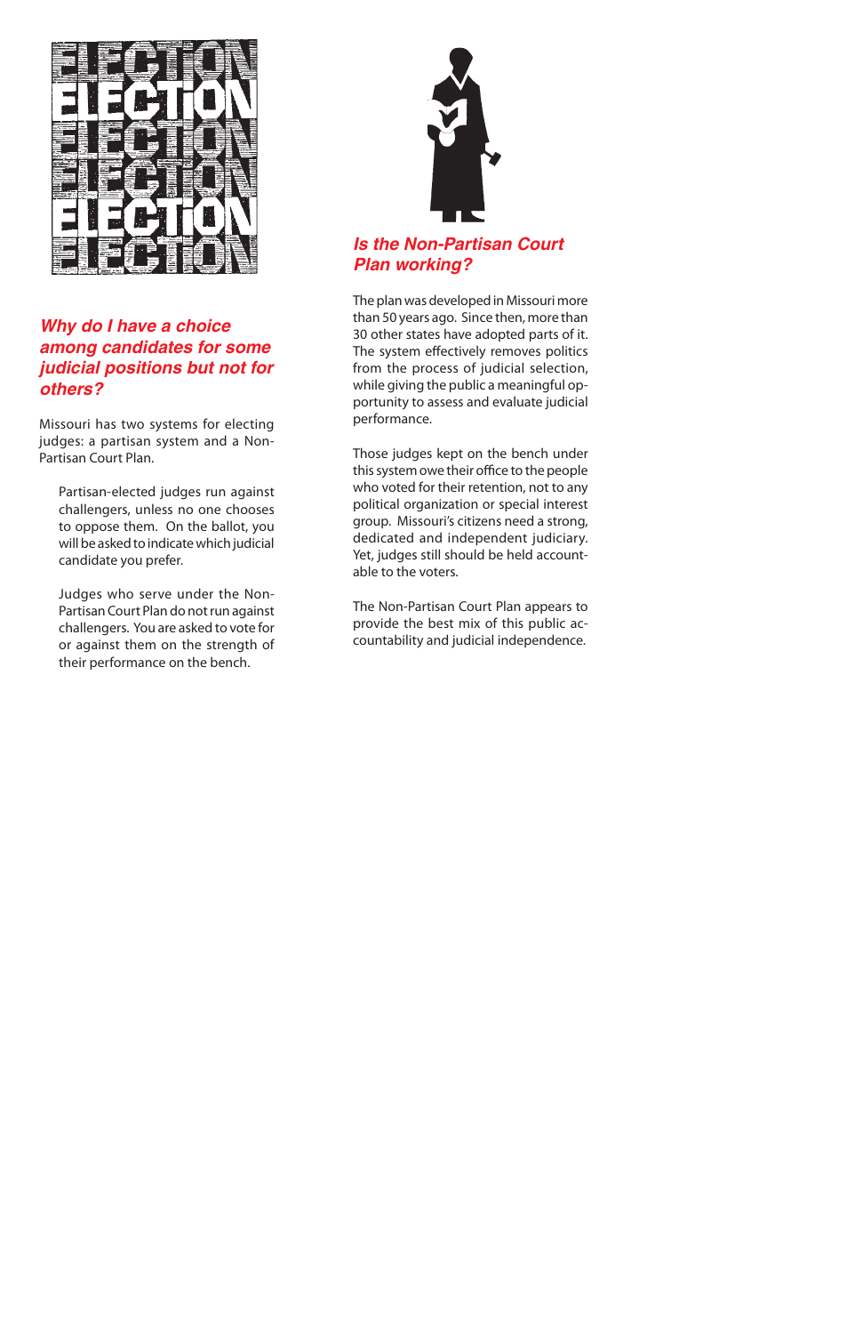## Why do I have a choice among candidates for some judicial positions but not for others?

Missouri has two systems for electing judges: a partisan system and a Non-Partisan Court Plan.

> Partisan-elected judges run against challengers, unless no one chooses to oppose them. On the ballot, you will be asked to indicate which judicial candidate you prefer.
>
> Judges who serve under the Non-Partisan Court Plan do not run against challengers. You are asked to vote for or against them on the strength of their performance on the bench.

## Is the Non-Partisan Court Plan working?

The plan was developed in Missouri more than 50 years ago. Since then, more than 30 other states have adopted parts of it. The system effectively removes politics from the process of judicial selection, while giving the public a meaningful opportunity to assess and evaluate judicial performance.

Those judges kept on the bench under this system owe their office to the people who voted for their retention, not to any political organization or special interest group. Missouri's citizens need a strong, dedicated and independent judiciary. Yet, judges still should be held accountable to the voters.

The Non-Partisan Court Plan appears to provide the best mix of this public accountability and judicial independence.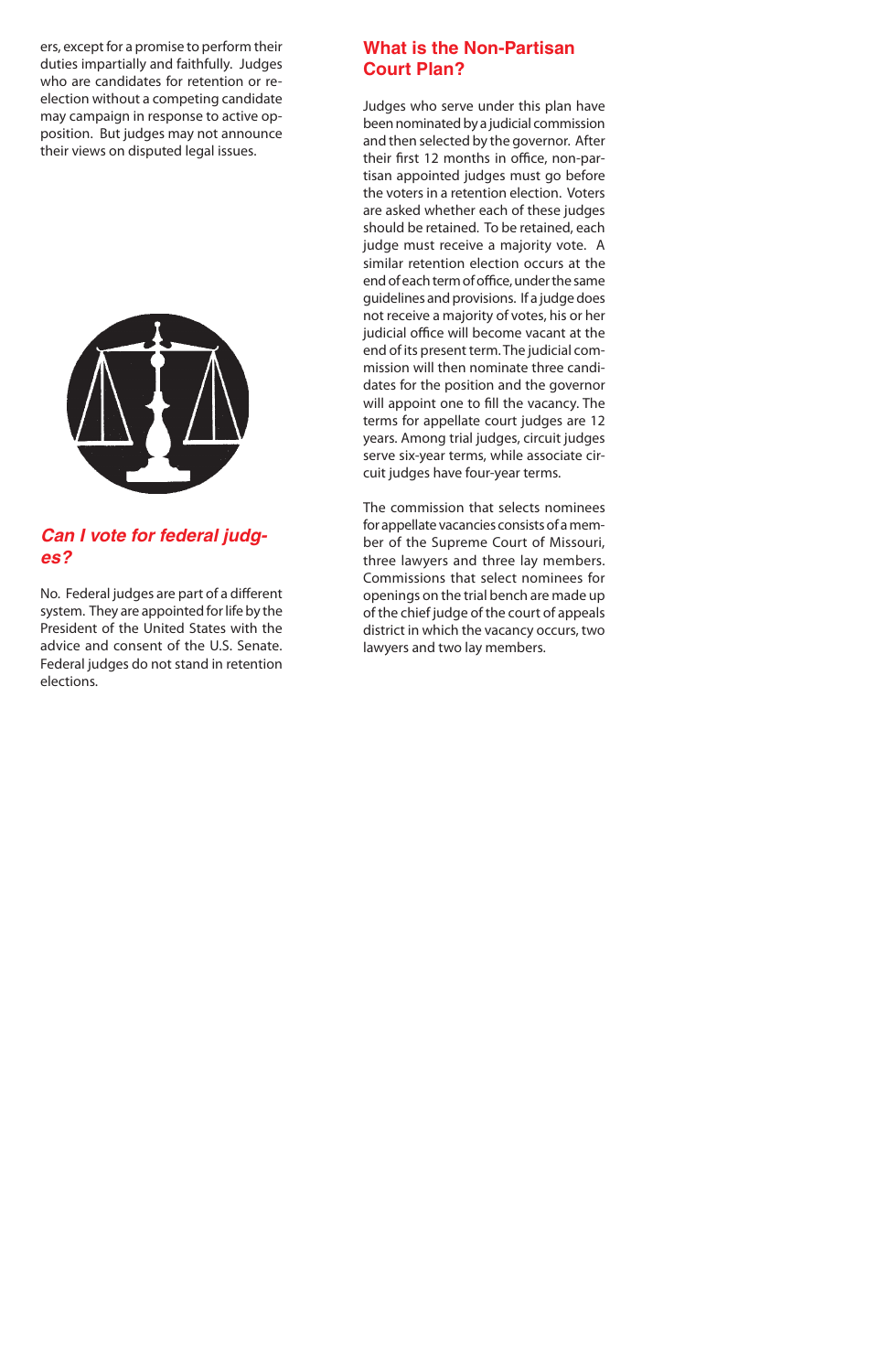ers, except for a promise to perform their duties impartially and faithfully. Judges who are candidates for retention or re-election without a competing candidate may campaign in response to active opposition. But judges may not announce their views on disputed legal issues.

## *Can I vote for federal judges?*

No. Federal judges are part of a different system. They are appointed for life by the President of the United States with the advice and consent of the U.S. Senate. Federal judges do not stand in retention elections.

## What is the Non-Partisan Court Plan?

Judges who serve under this plan have been nominated by a judicial commission and then selected by the governor. After their first 12 months in office, non-partisan appointed judges must go before the voters in a retention election. Voters are asked whether each of these judges should be retained. To be retained, each judge must receive a majority vote. A similar retention election occurs at the end of each term of office, under the same guidelines and provisions. If a judge does not receive a majority of votes, his or her judicial office will become vacant at the end of its present term. The judicial commission will then nominate three candidates for the position and the governor will appoint one to fill the vacancy. The terms for appellate court judges are 12 years. Among trial judges, circuit judges serve six-year terms, while associate circuit judges have four-year terms.

The commission that selects nominees for appellate vacancies consists of a member of the Supreme Court of Missouri, three lawyers and three lay members. Commissions that select nominees for openings on the trial bench are made up of the chief judge of the court of appeals district in which the vacancy occurs, two lawyers and two lay members.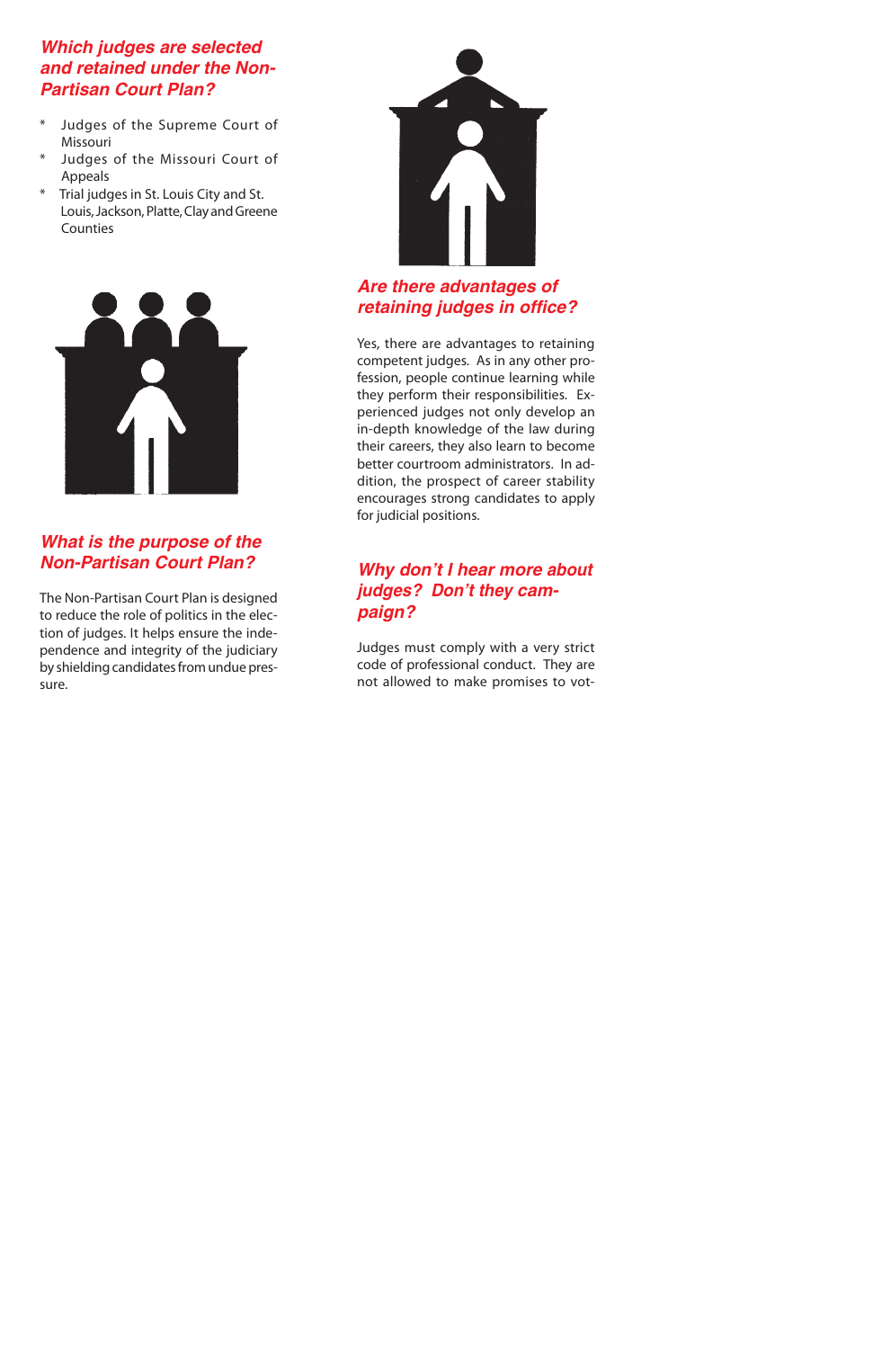### Which judges are selected and retained under the Non-Partisan Court Plan?

* Judges of the Supreme Court of Missouri
* Judges of the Missouri Court of Appeals
* Trial judges in St. Louis City and St. Louis, Jackson, Platte, Clay and Greene Counties

### What is the purpose of the Non-Partisan Court Plan?

The Non-Partisan Court Plan is designed to reduce the role of politics in the election of judges. It helps ensure the independence and integrity of the judiciary by shielding candidates from undue pressure.

### Are there advantages of retaining judges in office?

Yes, there are advantages to retaining competent judges. As in any other profession, people continue learning while they perform their responsibilities. Experienced judges not only develop an in-depth knowledge of the law during their careers, they also learn to become better courtroom administrators. In addition, the prospect of career stability encourages strong candidates to apply for judicial positions.

### Why don't I hear more about judges? Don't they campaign?

Judges must comply with a very strict code of professional conduct. They are not allowed to make promises to vot-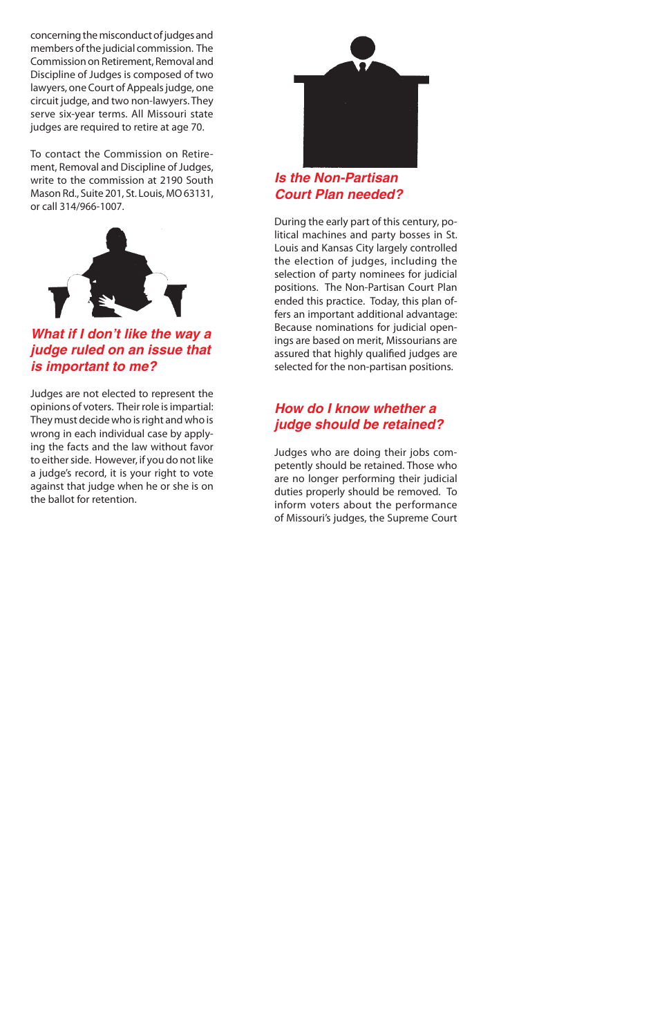concerning the misconduct of judges and members of the judicial commission. The Commission on Retirement, Removal and Discipline of Judges is composed of two lawyers, one Court of Appeals judge, one circuit judge, and two non-lawyers. They serve six-year terms. All Missouri state judges are required to retire at age 70.

To contact the Commission on Retirement, Removal and Discipline of Judges, write to the commission at 2190 South Mason Rd., Suite 201, St. Louis, MO 63131, or call 314/966-1007.

## *What if I don't like the way a judge ruled on an issue that is important to me?*

Judges are not elected to represent the opinions of voters. Their role is impartial: They must decide who is right and who is wrong in each individual case by applying the facts and the law without favor to either side. However, if you do not like a judge's record, it is your right to vote against that judge when he or she is on the ballot for retention.

## *Is the Non-Partisan Court Plan needed?*

During the early part of this century, political machines and party bosses in St. Louis and Kansas City largely controlled the election of judges, including the selection of party nominees for judicial positions. The Non-Partisan Court Plan ended this practice. Today, this plan offers an important additional advantage: Because nominations for judicial openings are based on merit, Missourians are assured that highly qualified judges are selected for the non-partisan positions.

## *How do I know whether a judge should be retained?*

Judges who are doing their jobs competently should be retained. Those who are no longer performing their judicial duties properly should be removed. To inform voters about the performance of Missouri's judges, the Supreme Court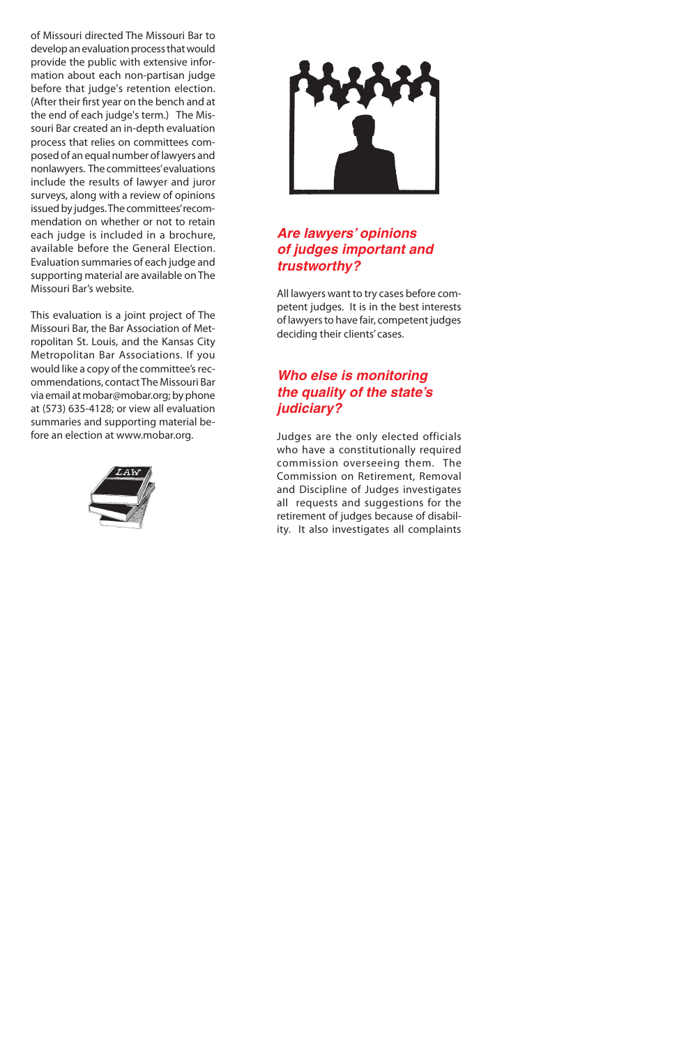of Missouri directed The Missouri Bar to develop an evaluation process that would provide the public with extensive information about each non-partisan judge before that judge's retention election. (After their first year on the bench and at the end of each judge's term.) The Missouri Bar created an in-depth evaluation process that relies on committees composed of an equal number of lawyers and nonlawyers. The committees' evaluations include the results of lawyer and juror surveys, along with a review of opinions issued by judges. The committees' recommendation on whether or not to retain each judge is included in a brochure, available before the General Election. Evaluation summaries of each judge and supporting material are available on The Missouri Bar's website.

This evaluation is a joint project of The Missouri Bar, the Bar Association of Metropolitan St. Louis, and the Kansas City Metropolitan Bar Associations. If you would like a copy of the committee's recommendations, contact The Missouri Bar via email at mobar@mobar.org; by phone at (573) 635-4128; or view all evaluation summaries and supporting material before an election at www.mobar.org.

## *Are lawyers' opinions of judges important and trustworthy?*

All lawyers want to try cases before competent judges. It is in the best interests of lawyers to have fair, competent judges deciding their clients' cases.

## *Who else is monitoring the quality of the state's judiciary?*

Judges are the only elected officials who have a constitutionally required commission overseeing them. The Commission on Retirement, Removal and Discipline of Judges investigates all requests and suggestions for the retirement of judges because of disability. It also investigates all complaints